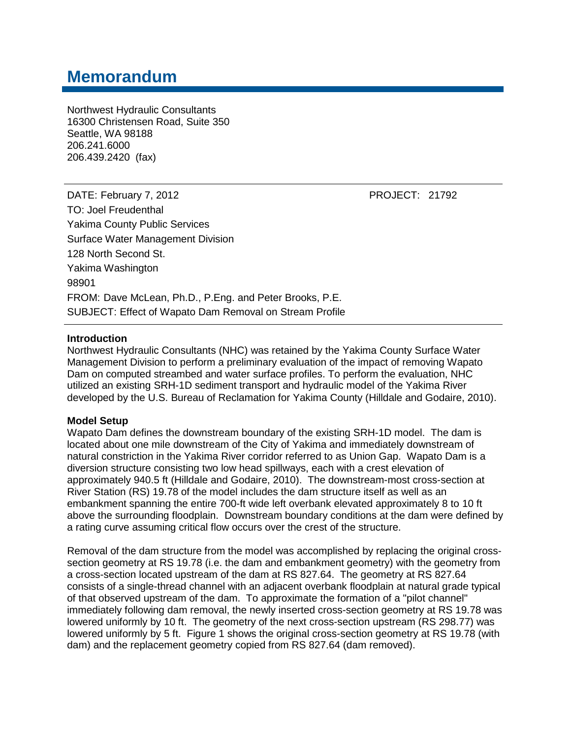# Memorandum

Northwest Hydraulic Consultants
16300 Christensen Road, Suite 350
Seattle, WA 98188
206.241.6000
206.439.2420 (fax)

---

DATE: February 7, 2012 PROJECT: 21792

TO: Joel Freudenthal
Yakima County Public Services
Surface Water Management Division
128 North Second St.
Yakima Washington
98901

FROM: Dave McLean, Ph.D., P.Eng. and Peter Brooks, P.E.

SUBJECT: Effect of Wapato Dam Removal on Stream Profile

---

**Introduction**

Northwest Hydraulic Consultants (NHC) was retained by the Yakima County Surface Water Management Division to perform a preliminary evaluation of the impact of removing Wapato Dam on computed streambed and water surface profiles. To perform the evaluation, NHC utilized an existing SRH-1D sediment transport and hydraulic model of the Yakima River developed by the U.S. Bureau of Reclamation for Yakima County (Hilldale and Godaire, 2010).

**Model Setup**

Wapato Dam defines the downstream boundary of the existing SRH-1D model. The dam is located about one mile downstream of the City of Yakima and immediately downstream of natural constriction in the Yakima River corridor referred to as Union Gap. Wapato Dam is a diversion structure consisting two low head spillways, each with a crest elevation of approximately 940.5 ft (Hilldale and Godaire, 2010). The downstream-most cross-section at River Station (RS) 19.78 of the model includes the dam structure itself as well as an embankment spanning the entire 700-ft wide left overbank elevated approximately 8 to 10 ft above the surrounding floodplain. Downstream boundary conditions at the dam were defined by a rating curve assuming critical flow occurs over the crest of the structure.

Removal of the dam structure from the model was accomplished by replacing the original cross-section geometry at RS 19.78 (i.e. the dam and embankment geometry) with the geometry from a cross-section located upstream of the dam at RS 827.64. The geometry at RS 827.64 consists of a single-thread channel with an adjacent overbank floodplain at natural grade typical of that observed upstream of the dam. To approximate the formation of a "pilot channel" immediately following dam removal, the newly inserted cross-section geometry at RS 19.78 was lowered uniformly by 10 ft. The geometry of the next cross-section upstream (RS 298.77) was lowered uniformly by 5 ft. Figure 1 shows the original cross-section geometry at RS 19.78 (with dam) and the replacement geometry copied from RS 827.64 (dam removed).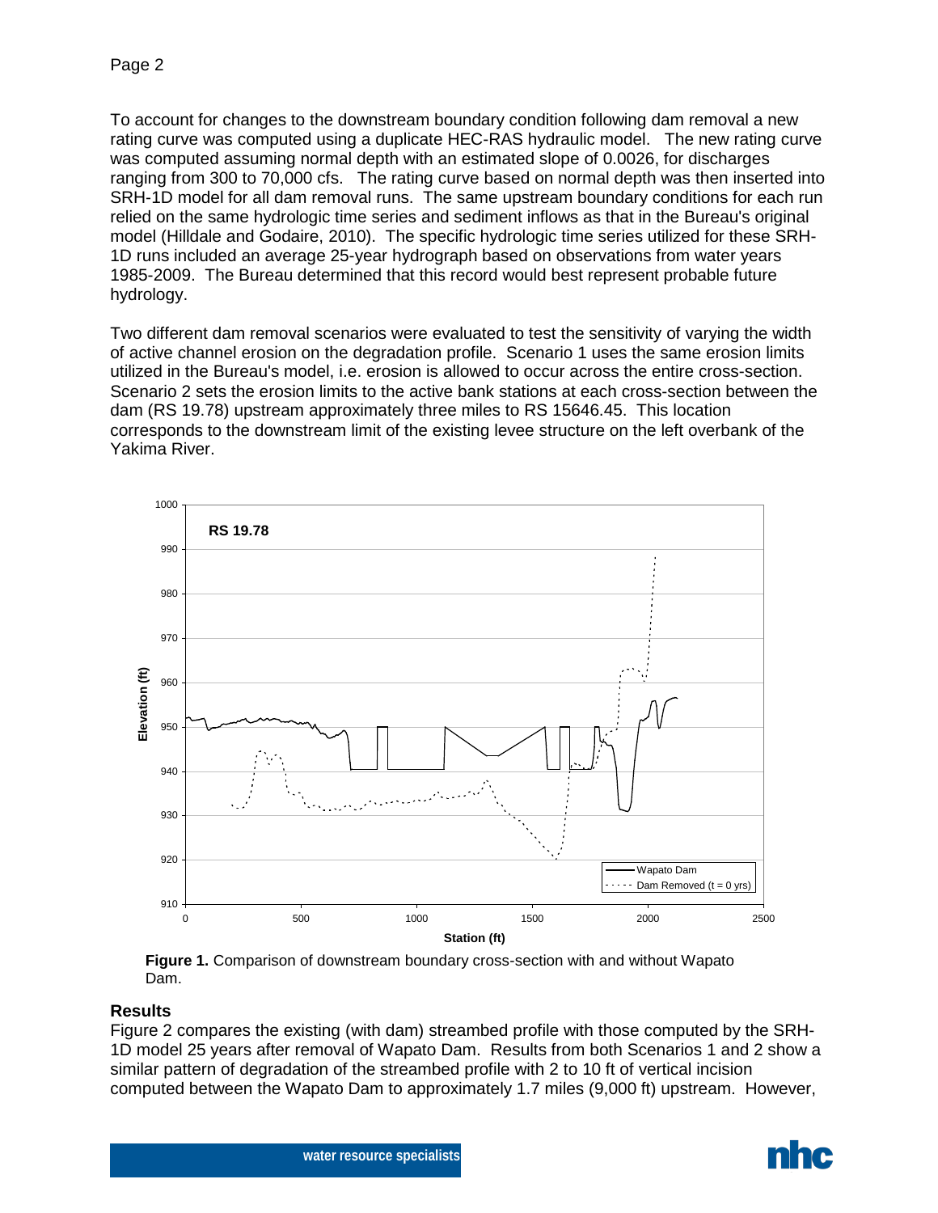To account for changes to the downstream boundary condition following dam removal a new rating curve was computed using a duplicate HEC-RAS hydraulic model. The new rating curve was computed assuming normal depth with an estimated slope of 0.0026, for discharges ranging from 300 to 70,000 cfs. The rating curve based on normal depth was then inserted into SRH-1D model for all dam removal runs. The same upstream boundary conditions for each run relied on the same hydrologic time series and sediment inflows as that in the Bureau's original model (Hilldale and Godaire, 2010). The specific hydrologic time series utilized for these SRH-1D runs included an average 25-year hydrograph based on observations from water years 1985-2009. The Bureau determined that this record would best represent probable future hydrology.

Two different dam removal scenarios were evaluated to test the sensitivity of varying the width of active channel erosion on the degradation profile. Scenario 1 uses the same erosion limits utilized in the Bureau's model, i.e. erosion is allowed to occur across the entire cross-section. Scenario 2 sets the erosion limits to the active bank stations at each cross-section between the dam (RS 19.78) upstream approximately three miles to RS 15646.45. This location corresponds to the downstream limit of the existing levee structure on the left overbank of the Yakima River.

**Figure 1.** Comparison of downstream boundary cross-section with and without Wapato Dam.

## Results

Figure 2 compares the existing (with dam) streambed profile with those computed by the SRH-1D model 25 years after removal of Wapato Dam. Results from both Scenarios 1 and 2 show a similar pattern of degradation of the streambed profile with 2 to 10 ft of vertical incision computed between the Wapato Dam to approximately 1.7 miles (9,000 ft) upstream. However,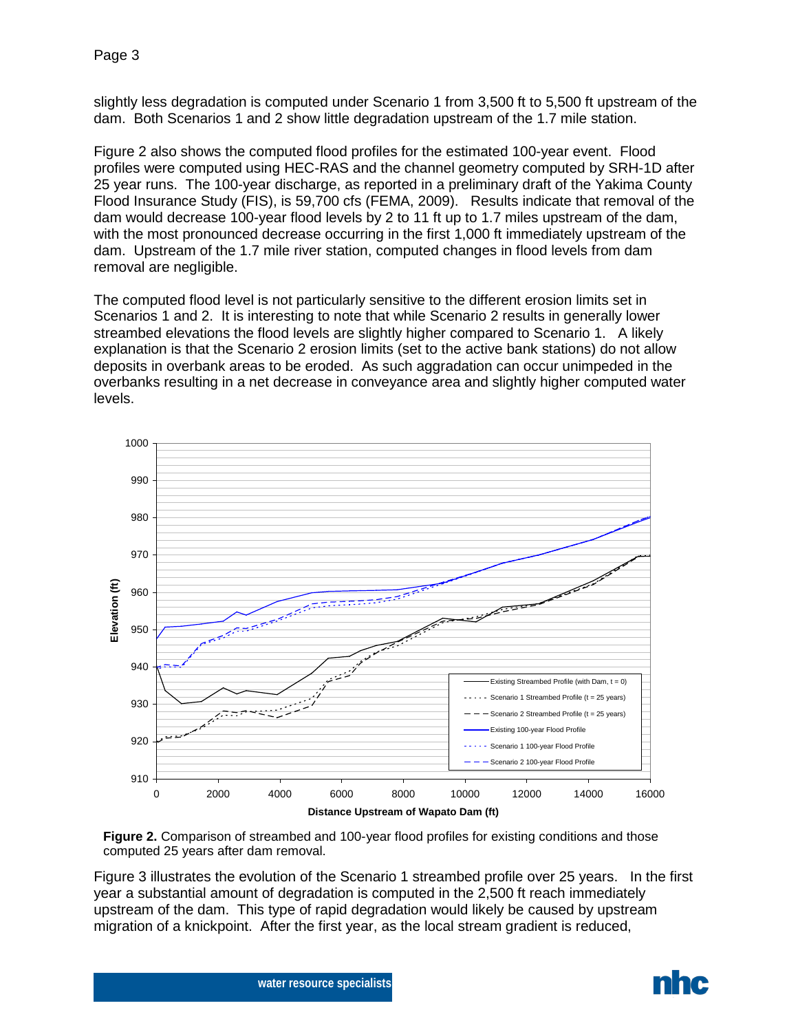slightly less degradation is computed under Scenario 1 from 3,500 ft to 5,500 ft upstream of the dam. Both Scenarios 1 and 2 show little degradation upstream of the 1.7 mile station.

Figure 2 also shows the computed flood profiles for the estimated 100-year event. Flood profiles were computed using HEC-RAS and the channel geometry computed by SRH-1D after 25 year runs. The 100-year discharge, as reported in a preliminary draft of the Yakima County Flood Insurance Study (FIS), is 59,700 cfs (FEMA, 2009). Results indicate that removal of the dam would decrease 100-year flood levels by 2 to 11 ft up to 1.7 miles upstream of the dam, with the most pronounced decrease occurring in the first 1,000 ft immediately upstream of the dam. Upstream of the 1.7 mile river station, computed changes in flood levels from dam removal are negligible.

The computed flood level is not particularly sensitive to the different erosion limits set in Scenarios 1 and 2. It is interesting to note that while Scenario 2 results in generally lower streambed elevations the flood levels are slightly higher compared to Scenario 1. A likely explanation is that the Scenario 2 erosion limits (set to the active bank stations) do not allow deposits in overbank areas to be eroded. As such aggradation can occur unimpeded in the overbanks resulting in a net decrease in conveyance area and slightly higher computed water levels.

**Figure 2.** Comparison of streambed and 100-year flood profiles for existing conditions and those computed 25 years after dam removal.

Figure 3 illustrates the evolution of the Scenario 1 streambed profile over 25 years. In the first year a substantial amount of degradation is computed in the 2,500 ft reach immediately upstream of the dam. This type of rapid degradation would likely be caused by upstream migration of a knickpoint. After the first year, as the local stream gradient is reduced,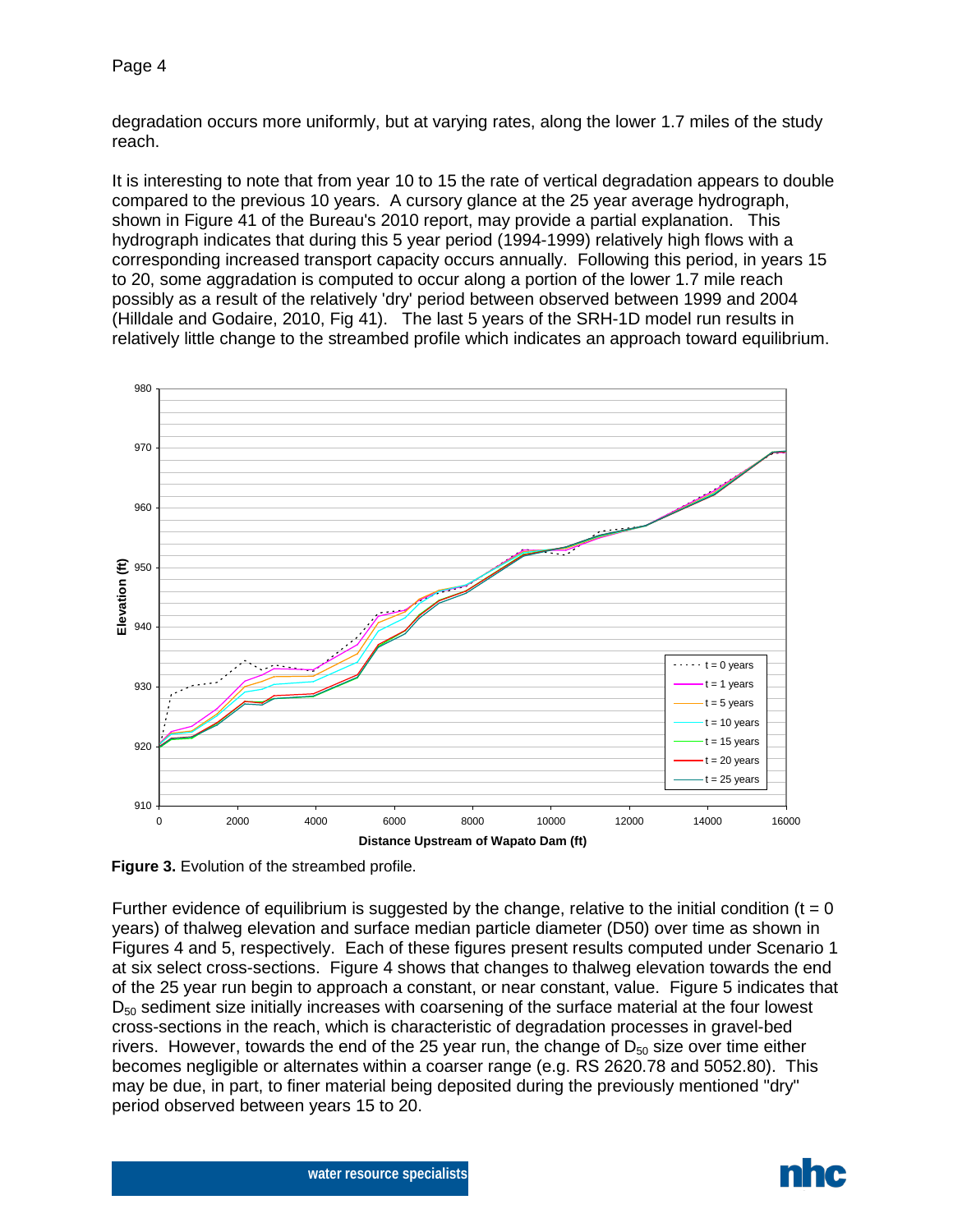degradation occurs more uniformly, but at varying rates, along the lower 1.7 miles of the study reach.

It is interesting to note that from year 10 to 15 the rate of vertical degradation appears to double compared to the previous 10 years. A cursory glance at the 25 year average hydrograph, shown in Figure 41 of the Bureau's 2010 report, may provide a partial explanation. This hydrograph indicates that during this 5 year period (1994-1999) relatively high flows with a corresponding increased transport capacity occurs annually. Following this period, in years 15 to 20, some aggradation is computed to occur along a portion of the lower 1.7 mile reach possibly as a result of the relatively 'dry' period between observed between 1999 and 2004 (Hilldale and Godaire, 2010, Fig 41). The last 5 years of the SRH-1D model run results in relatively little change to the streambed profile which indicates an approach toward equilibrium.

**Figure 3.** Evolution of the streambed profile.

Further evidence of equilibrium is suggested by the change, relative to the initial condition (t = 0 years) of thalweg elevation and surface median particle diameter (D50) over time as shown in Figures 4 and 5, respectively. Each of these figures present results computed under Scenario 1 at six select cross-sections. Figure 4 shows that changes to thalweg elevation towards the end of the 25 year run begin to approach a constant, or near constant, value. Figure 5 indicates that $D_{50}$ sediment size initially increases with coarsening of the surface material at the four lowest cross-sections in the reach, which is characteristic of degradation processes in gravel-bed rivers. However, towards the end of the 25 year run, the change of $D_{50}$ size over time either becomes negligible or alternates within a coarser range (e.g. RS 2620.78 and 5052.80). This may be due, in part, to finer material being deposited during the previously mentioned "dry" period observed between years 15 to 20.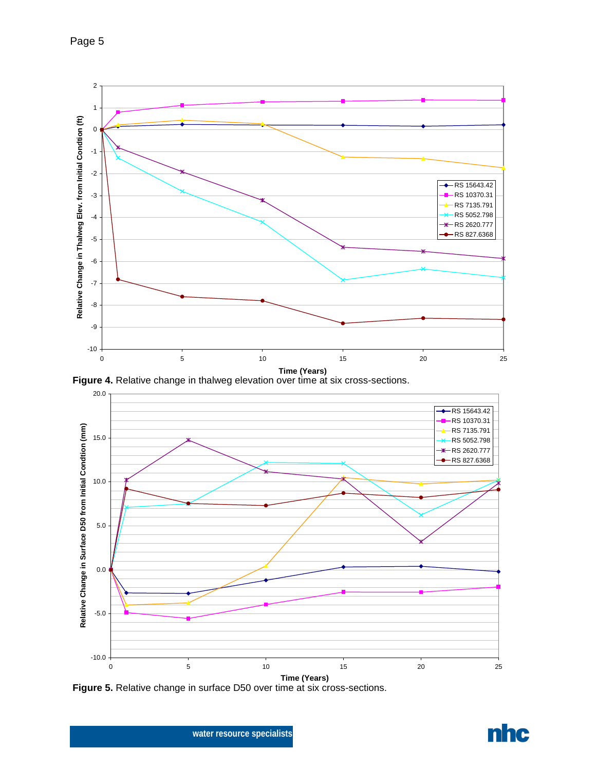**Figure 4.** Relative change in thalweg elevation over time at six cross-sections.

**Figure 5.** Relative change in surface D50 over time at six cross-sections.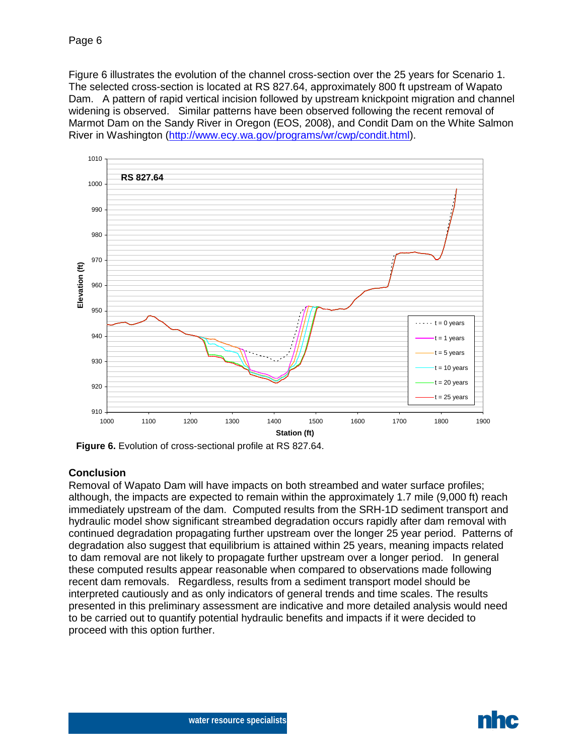Figure 6 illustrates the evolution of the channel cross-section over the 25 years for Scenario 1. The selected cross-section is located at RS 827.64, approximately 800 ft upstream of Wapato Dam. A pattern of rapid vertical incision followed by upstream knickpoint migration and channel widening is observed. Similar patterns have been observed following the recent removal of Marmot Dam on the Sandy River in Oregon (EOS, 2008), and Condit Dam on the White Salmon River in Washington (http://www.ecy.wa.gov/programs/wr/cwp/condit.html).

**Figure 6.** Evolution of cross-sectional profile at RS 827.64.

## Conclusion

Removal of Wapato Dam will have impacts on both streambed and water surface profiles; although, the impacts are expected to remain within the approximately 1.7 mile (9,000 ft) reach immediately upstream of the dam. Computed results from the SRH-1D sediment transport and hydraulic model show significant streambed degradation occurs rapidly after dam removal with continued degradation propagating further upstream over the longer 25 year period. Patterns of degradation also suggest that equilibrium is attained within 25 years, meaning impacts related to dam removal are not likely to propagate further upstream over a longer period. In general these computed results appear reasonable when compared to observations made following recent dam removals. Regardless, results from a sediment transport model should be interpreted cautiously and as only indicators of general trends and time scales. The results presented in this preliminary assessment are indicative and more detailed analysis would need to be carried out to quantify potential hydraulic benefits and impacts if it were decided to proceed with this option further.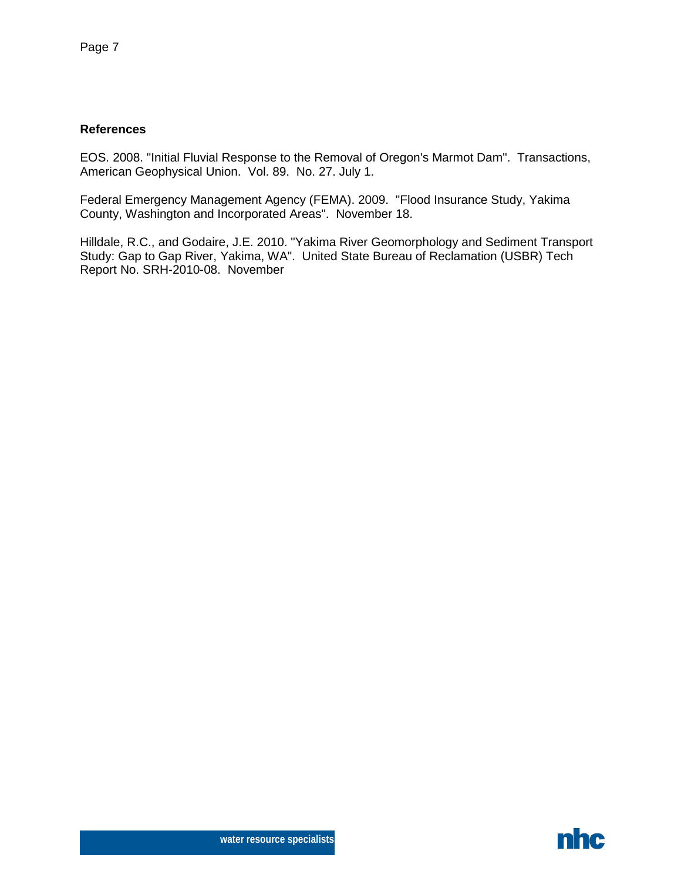## References

EOS. 2008. "Initial Fluvial Response to the Removal of Oregon's Marmot Dam". Transactions, American Geophysical Union. Vol. 89. No. 27. July 1.

Federal Emergency Management Agency (FEMA). 2009. "Flood Insurance Study, Yakima County, Washington and Incorporated Areas". November 18.

Hilldale, R.C., and Godaire, J.E. 2010. "Yakima River Geomorphology and Sediment Transport Study: Gap to Gap River, Yakima, WA". United State Bureau of Reclamation (USBR) Tech Report No. SRH-2010-08. November